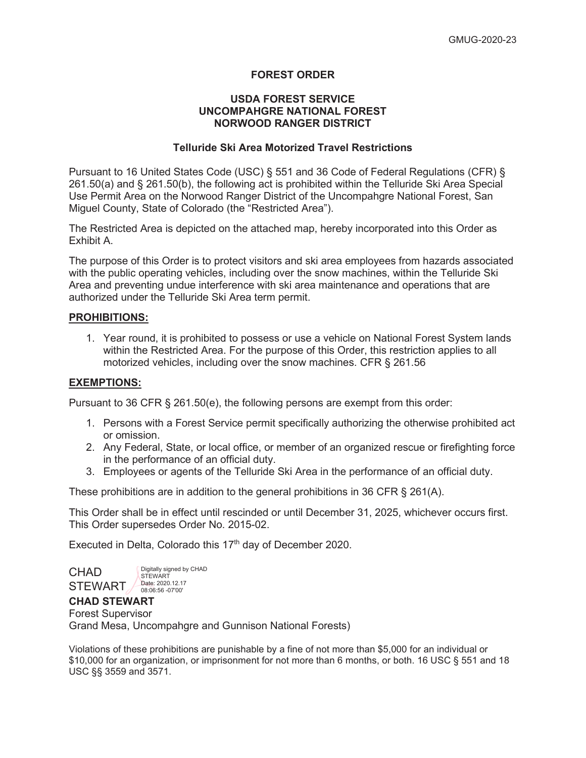GMUG-2020-23

# FOREST ORDER

## USDA FOREST SERVICE
## UNCOMPAHGRE NATIONAL FOREST
## NORWOOD RANGER DISTRICT

### Telluride Ski Area Motorized Travel Restrictions

Pursuant to 16 United States Code (USC) § 551 and 36 Code of Federal Regulations (CFR) § 261.50(a) and § 261.50(b), the following act is prohibited within the Telluride Ski Area Special Use Permit Area on the Norwood Ranger District of the Uncompahgre National Forest, San Miguel County, State of Colorado (the "Restricted Area").

The Restricted Area is depicted on the attached map, hereby incorporated into this Order as Exhibit A.

The purpose of this Order is to protect visitors and ski area employees from hazards associated with the public operating vehicles, including over the snow machines, within the Telluride Ski Area and preventing undue interference with ski area maintenance and operations that are authorized under the Telluride Ski Area term permit.

**PROHIBITIONS:**

1. Year round, it is prohibited to possess or use a vehicle on National Forest System lands within the Restricted Area. For the purpose of this Order, this restriction applies to all motorized vehicles, including over the snow machines. CFR § 261.56

**EXEMPTIONS:**

Pursuant to 36 CFR § 261.50(e), the following persons are exempt from this order:

1. Persons with a Forest Service permit specifically authorizing the otherwise prohibited act or omission.
2. Any Federal, State, or local office, or member of an organized rescue or firefighting force in the performance of an official duty.
3. Employees or agents of the Telluride Ski Area in the performance of an official duty.

These prohibitions are in addition to the general prohibitions in 36 CFR § 261(A).

This Order shall be in effect until rescinded or until December 31, 2025, whichever occurs first. This Order supersedes Order No. 2015-02.

Executed in Delta, Colorado this 17th day of December 2020.

CHAD STEWART Digitally signed by CHAD STEWART Date: 2020.12.17 08:06:56 -07'00'

**CHAD STEWART**
Forest Supervisor
Grand Mesa, Uncompahgre and Gunnison National Forests)

Violations of these prohibitions are punishable by a fine of not more than $5,000 for an individual or $10,000 for an organization, or imprisonment for not more than 6 months, or both. 16 USC § 551 and 18 USC §§ 3559 and 3571.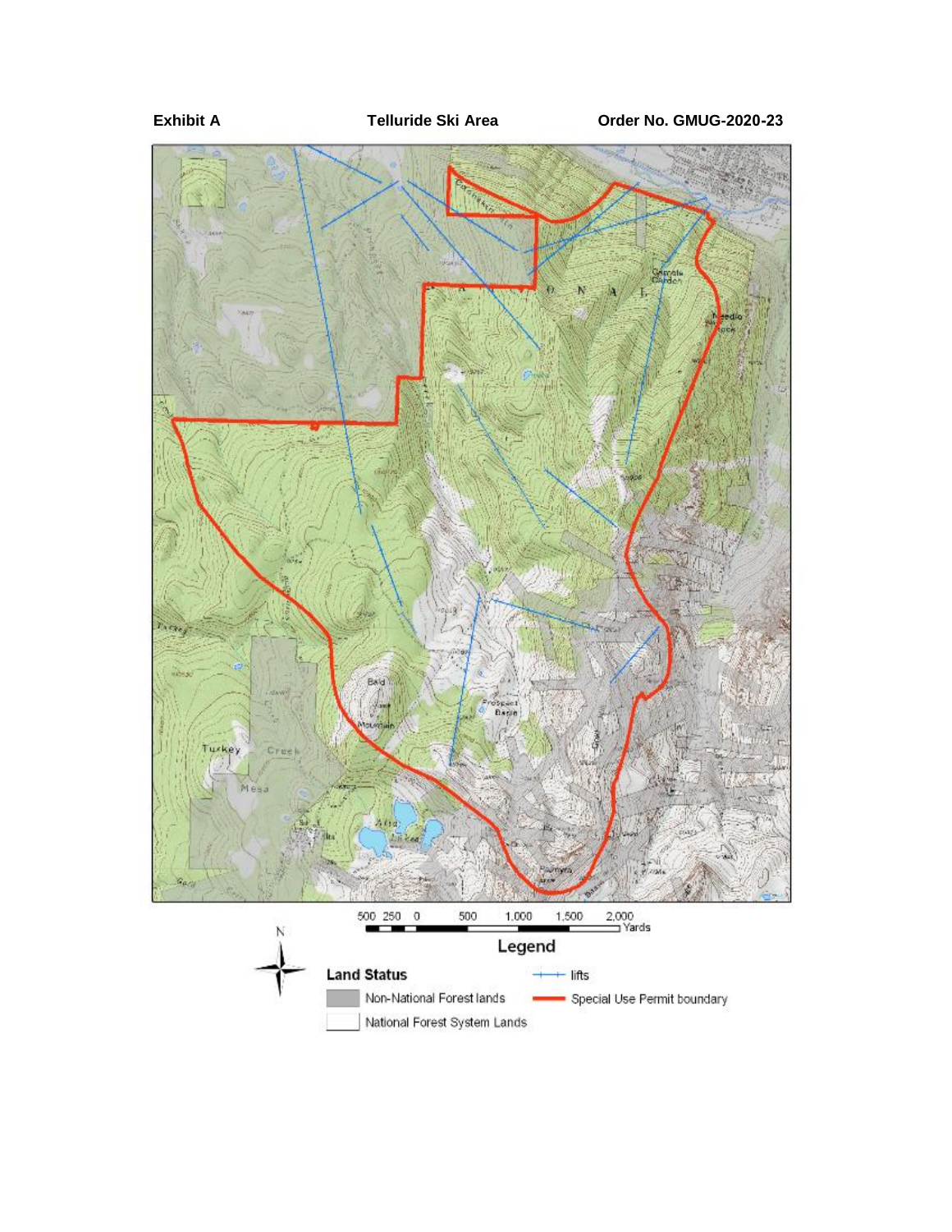Exhibit A    Telluride Ski Area    Order No. GMUG-2020-23

500 250 0 500 1,000 1,500 2,000 Yards

N

Legend

Land Status

lifts

Non-National Forest lands

Special Use Permit boundary

National Forest System Lands